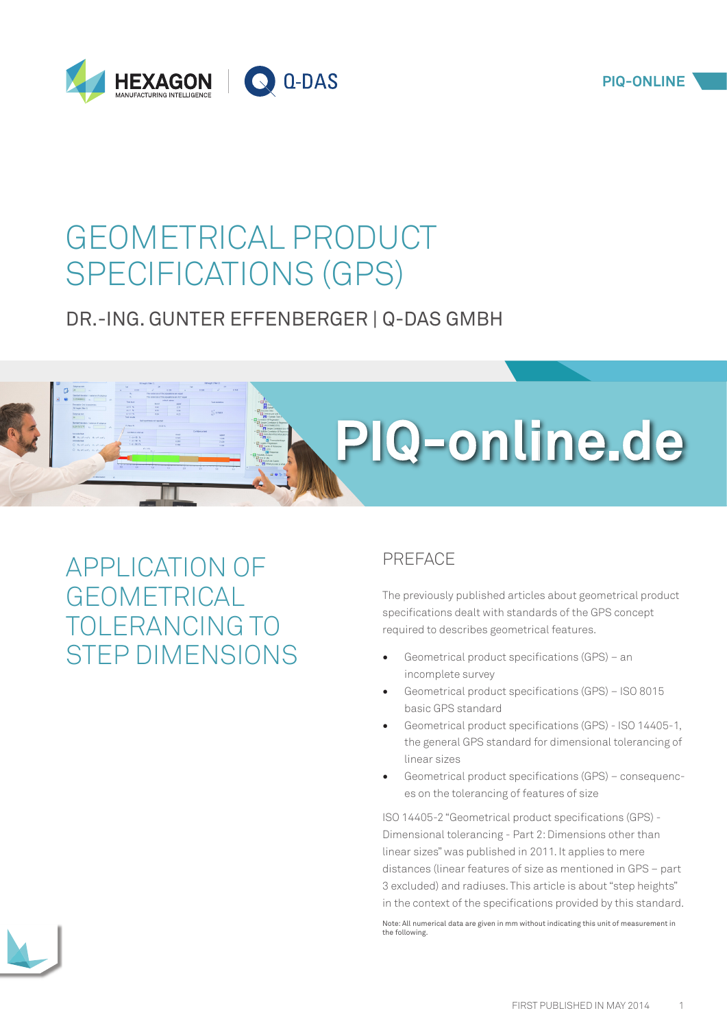# GEOMETRICAL PRODUCT SPECIFICATIONS (GPS)

DR.-ING. GUNTER EFFENBERGER | Q-DAS GMBH

## APPLICATION OF GEOMETRICAL TOLERANCING TO STEP DIMENSIONS

### PREFACE

The previously published articles about geometrical product specifications dealt with standards of the GPS concept required to describes geometrical features.

- Geometrical product specifications (GPS) – an incomplete survey
- Geometrical product specifications (GPS) – ISO 8015 basic GPS standard
- Geometrical product specifications (GPS) - ISO 14405-1, the general GPS standard for dimensional tolerancing of linear sizes
- Geometrical product specifications (GPS) – consequences on the tolerancing of features of size

ISO 14405-2 "Geometrical product specifications (GPS) - Dimensional tolerancing - Part 2: Dimensions other than linear sizes" was published in 2011. It applies to mere distances (linear features of size as mentioned in GPS – part 3 excluded) and radiuses. This article is about "step heights" in the context of the specifications provided by this standard.

Note: All numerical data are given in mm without indicating this unit of measurement in the following.

FIRST PUBLISHED IN MAY 2014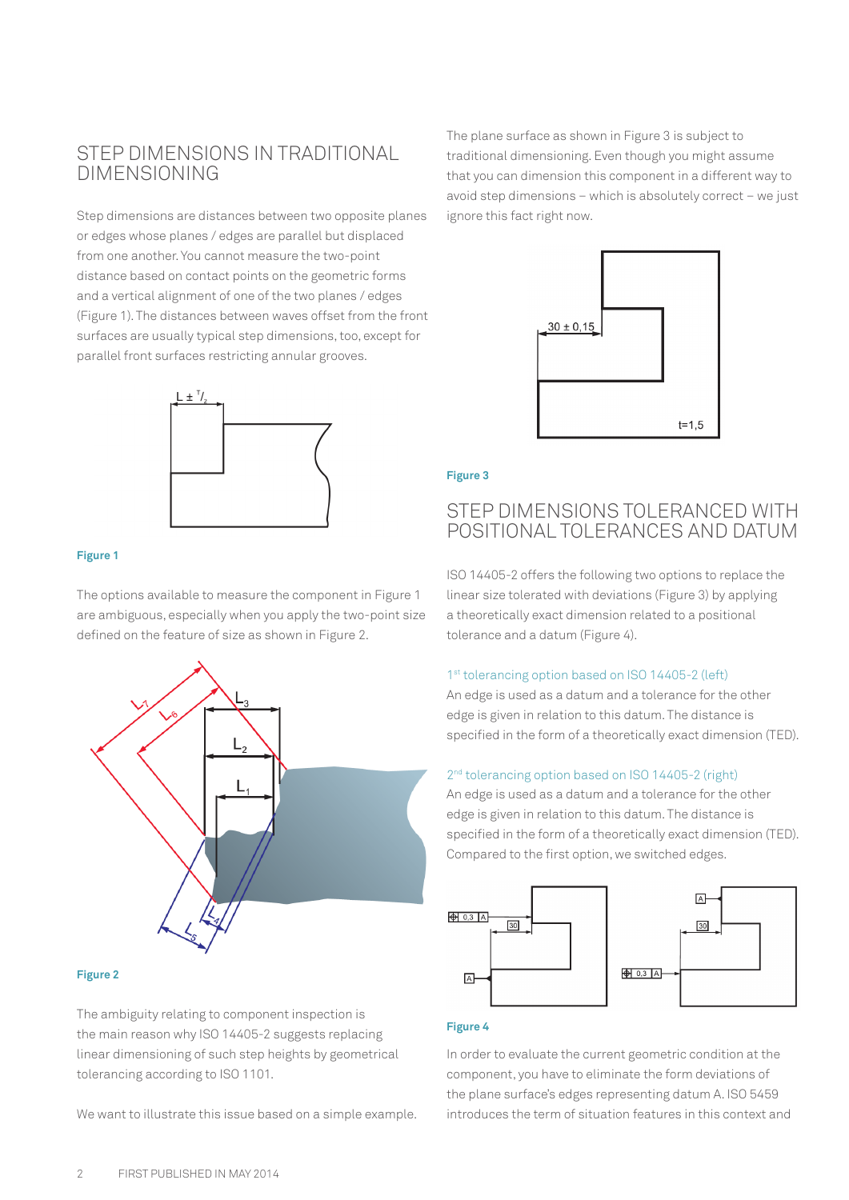## STEP DIMENSIONS IN TRADITIONAL DIMENSIONING

Step dimensions are distances between two opposite planes or edges whose planes / edges are parallel but displaced from one another. You cannot measure the two-point distance based on contact points on the geometric forms and a vertical alignment of one of the two planes / edges (Figure 1). The distances between waves offset from the front surfaces are usually typical step dimensions, too, except for parallel front surfaces restricting annular grooves.

**Figure 1**

The options available to measure the component in Figure 1 are ambiguous, especially when you apply the two-point size defined on the feature of size as shown in Figure 2.

**Figure 2**

The ambiguity relating to component inspection is the main reason why ISO 14405-2 suggests replacing linear dimensioning of such step heights by geometrical tolerancing according to ISO 1101.

We want to illustrate this issue based on a simple example.

The plane surface as shown in Figure 3 is subject to traditional dimensioning. Even though you might assume that you can dimension this component in a different way to avoid step dimensions – which is absolutely correct – we just ignore this fact right now.

**Figure 3**

## STEP DIMENSIONS TOLERANCED WITH POSITIONAL TOLERANCES AND DATUM

ISO 14405-2 offers the following two options to replace the linear size tolerated with deviations (Figure 3) by applying a theoretically exact dimension related to a positional tolerance and a datum (Figure 4).

1st tolerancing option based on ISO 14405-2 (left)
An edge is used as a datum and a tolerance for the other edge is given in relation to this datum. The distance is specified in the form of a theoretically exact dimension (TED).

2nd tolerancing option based on ISO 14405-2 (right)
An edge is used as a datum and a tolerance for the other edge is given in relation to this datum. The distance is specified in the form of a theoretically exact dimension (TED). Compared to the first option, we switched edges.

**Figure 4**

In order to evaluate the current geometric condition at the component, you have to eliminate the form deviations of the plane surface's edges representing datum A. ISO 5459 introduces the term of situation features in this context and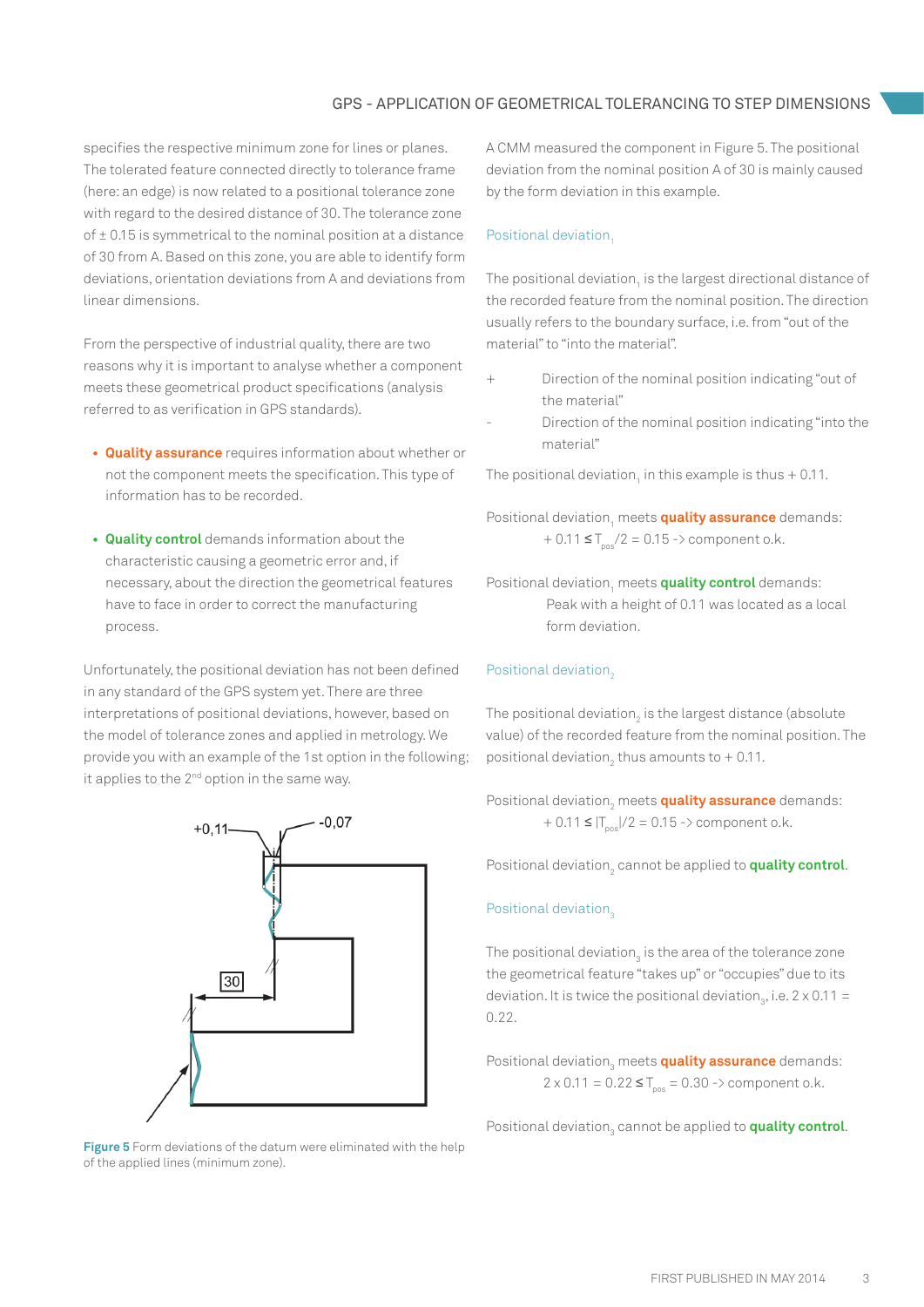specifies the respective minimum zone for lines or planes. The tolerated feature connected directly to tolerance frame (here: an edge) is now related to a positional tolerance zone with regard to the desired distance of 30. The tolerance zone of ± 0.15 is symmetrical to the nominal position at a distance of 30 from A. Based on this zone, you are able to identify form deviations, orientation deviations from A and deviations from linear dimensions.

From the perspective of industrial quality, there are two reasons why it is important to analyse whether a component meets these geometrical product specifications (analysis referred to as verification in GPS standards).

- **Quality assurance** requires information about whether or not the component meets the specification. This type of information has to be recorded.
- **Quality control** demands information about the characteristic causing a geometric error and, if necessary, about the direction the geometrical features have to face in order to correct the manufacturing process.

Unfortunately, the positional deviation has not been defined in any standard of the GPS system yet. There are three interpretations of positional deviations, however, based on the model of tolerance zones and applied in metrology. We provide you with an example of the 1st option in the following; it applies to the 2nd option in the same way.

+0,11 -0,07 30

**Figure 5** Form deviations of the datum were eliminated with the help of the applied lines (minimum zone).

A CMM measured the component in Figure 5. The positional deviation from the nominal position A of 30 is mainly caused by the form deviation in this example.

### Positional deviation$_1$

The positional deviation$_1$ is the largest directional distance of the recorded feature from the nominal position. The direction usually refers to the boundary surface, i.e. from "out of the material" to "into the material".

| | |
|---|---|
| + | Direction of the nominal position indicating "out of the material" |
| - | Direction of the nominal position indicating "into the material" |

The positional deviation$_1$ in this example is thus + 0.11.

Positional deviation$_1$ meets **quality assurance** demands:

$+ 0.11 \leq T_{pos}/2 = 0.15$ -> component o.k.

Positional deviation$_1$ meets **quality control** demands:

Peak with a height of 0.11 was located as a local form deviation.

### Positional deviation$_2$

The positional deviation$_2$ is the largest distance (absolute value) of the recorded feature from the nominal position. The positional deviation$_2$ thus amounts to + 0.11.

Positional deviation$_2$ meets **quality assurance** demands:

$+ 0.11 \leq |T_{pos}|/2 = 0.15$ -> component o.k.

Positional deviation$_2$ cannot be applied to **quality control**.

### Positional deviation$_3$

The positional deviation$_3$ is the area of the tolerance zone the geometrical feature "takes up" or "occupies" due to its deviation. It is twice the positional deviation$_3$, i.e. 2 x 0.11 = 0.22.

Positional deviation$_3$ meets **quality assurance** demands:

$2 \times 0.11 = 0.22 \leq T_{pos} = 0.30$ -> component o.k.

Positional deviation$_3$ cannot be applied to **quality control**.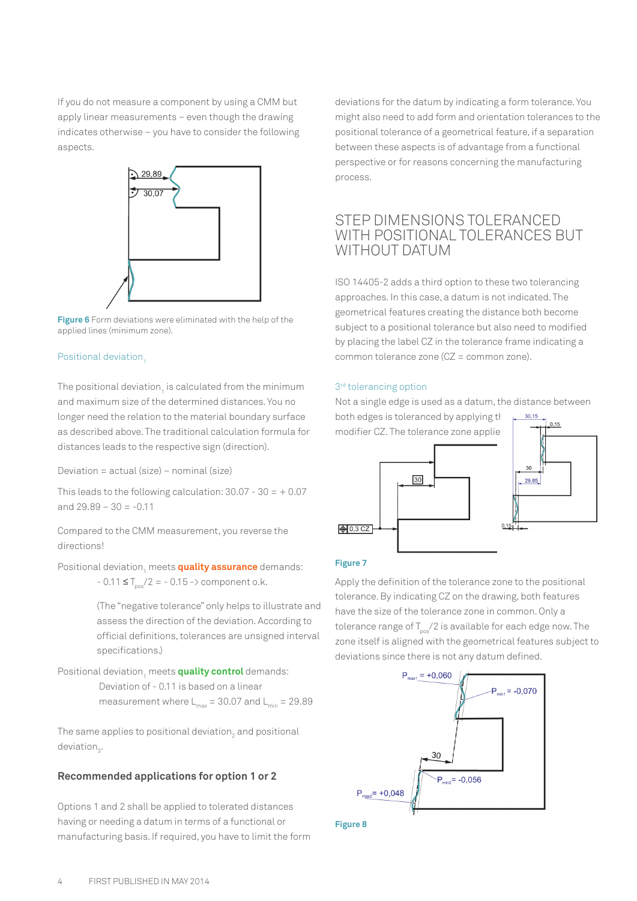If you do not measure a component by using a CMM but apply linear measurements – even though the drawing indicates otherwise – you have to consider the following aspects.

Figure 6 Form deviations were eliminated with the help of the applied lines (minimum zone).

### Positional deviation$_1$

The positional deviation$_1$ is calculated from the minimum and maximum size of the determined distances. You no longer need the relation to the material boundary surface as described above. The traditional calculation formula for distances leads to the respective sign (direction).

Deviation = actual (size) – nominal (size)

This leads to the following calculation: 30.07 - 30 = + 0.07 and 29.89 – 30 = -0.11

Compared to the CMM measurement, you reverse the directions!

Positional deviation$_1$ meets **quality assurance** demands:

- 0.11 ≤ $T_{pos}/2$ = - 0.15 -> component o.k.

(The “negative tolerance” only helps to illustrate and assess the direction of the deviation. According to official definitions, tolerances are unsigned interval specifications.)

Positional deviation$_1$ meets **quality control** demands:

Deviation of - 0.11 is based on a linear measurement where $L_{max}$ = 30.07 and $L_{min}$ = 29.89

The same applies to positional deviation$_2$ and positional deviation$_3$.

### Recommended applications for option 1 or 2

Options 1 and 2 shall be applied to tolerated distances having or needing a datum in terms of a functional or manufacturing basis. If required, you have to limit the form deviations for the datum by indicating a form tolerance. You might also need to add form and orientation tolerances to the positional tolerance of a geometrical feature, if a separation between these aspects is of advantage from a functional perspective or for reasons concerning the manufacturing process.

## STEP DIMENSIONS TOLERANCED WITH POSITIONAL TOLERANCES BUT WITHOUT DATUM

ISO 14405-2 adds a third option to these two tolerancing approaches. In this case, a datum is not indicated. The geometrical features creating the distance both become subject to a positional tolerance but also need to modified by placing the label CZ in the tolerance frame indicating a common tolerance zone (CZ = common zone).

### 3rd tolerancing option

Not a single edge is used as a datum, the distance between both edges is toleranced by applying tl modifier CZ. The tolerance zone applie

Figure 7

Apply the definition of the tolerance zone to the positional tolerance. By indicating CZ on the drawing, both features have the size of the tolerance zone in common. Only a tolerance range of $T_{pos}/2$ is available for each edge now. The zone itself is aligned with the geometrical features subject to deviations since there is not any datum defined.

Figure 8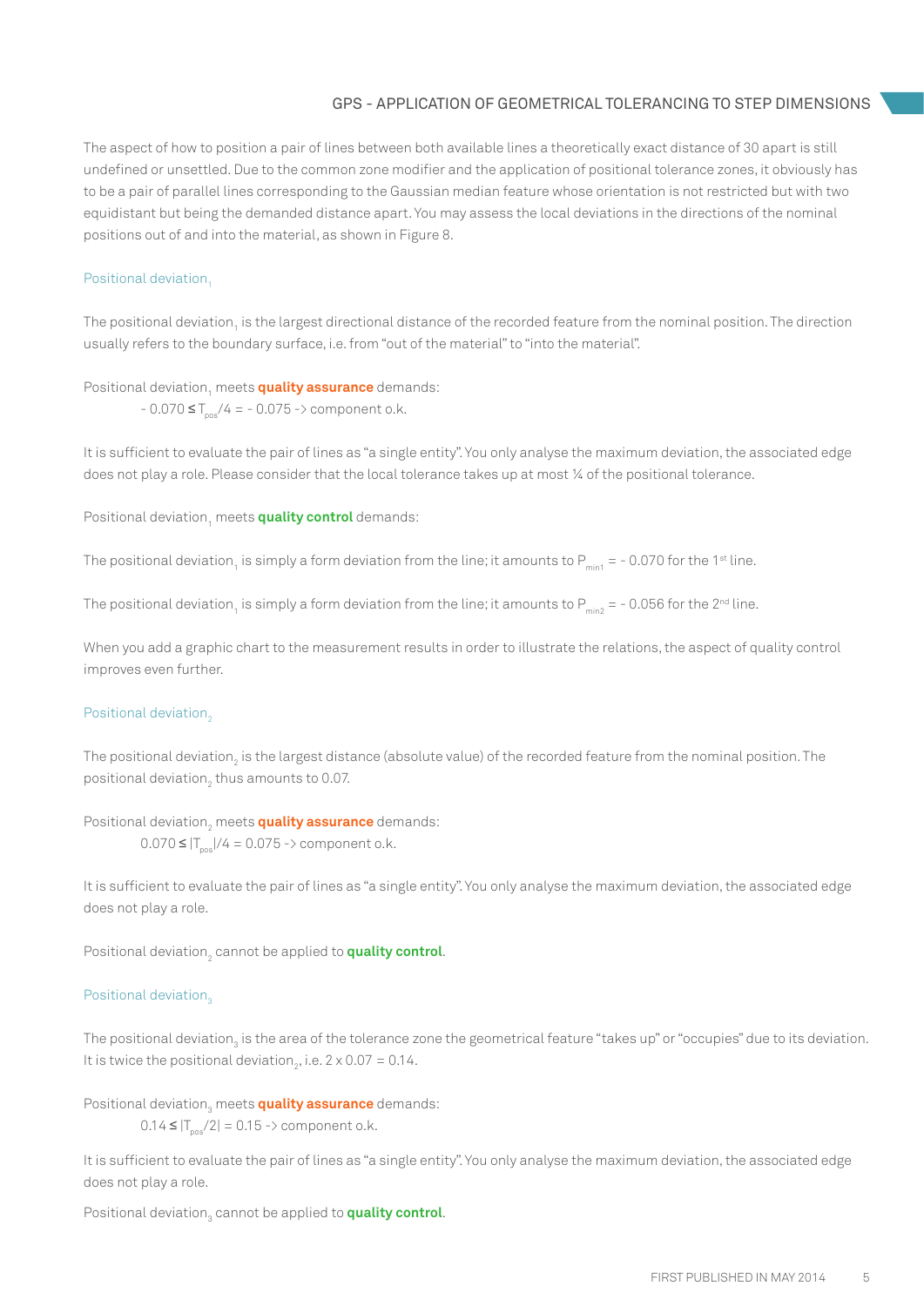The aspect of how to position a pair of lines between both available lines a theoretically exact distance of 30 apart is still undefined or unsettled. Due to the common zone modifier and the application of positional tolerance zones, it obviously has to be a pair of parallel lines corresponding to the Gaussian median feature whose orientation is not restricted but with two equidistant but being the demanded distance apart. You may assess the local deviations in the directions of the nominal positions out of and into the material, as shown in Figure 8.

### Positional deviation$_1$

The positional deviation$_1$ is the largest directional distance of the recorded feature from the nominal position. The direction usually refers to the boundary surface, i.e. from "out of the material" to "into the material".

Positional deviation$_1$ meets **quality assurance** demands:

$- 0.070 \leq T_{pos}/4 = - 0.075$ -> component o.k.

It is sufficient to evaluate the pair of lines as "a single entity". You only analyse the maximum deviation, the associated edge does not play a role. Please consider that the local tolerance takes up at most ¼ of the positional tolerance.

Positional deviation$_1$ meets **quality control** demands:

The positional deviation$_1$ is simply a form deviation from the line; it amounts to $P_{min1} = - 0.070$ for the 1st line.

The positional deviation$_1$ is simply a form deviation from the line; it amounts to $P_{min2} = - 0.056$ for the 2nd line.

When you add a graphic chart to the measurement results in order to illustrate the relations, the aspect of quality control improves even further.

### Positional deviation$_2$

The positional deviation$_2$ is the largest distance (absolute value) of the recorded feature from the nominal position. The positional deviation$_2$ thus amounts to 0.07.

Positional deviation$_2$ meets **quality assurance** demands:

$0.070 \leq |T_{pos}|/4 = 0.075$ -> component o.k.

It is sufficient to evaluate the pair of lines as "a single entity". You only analyse the maximum deviation, the associated edge does not play a role.

Positional deviation$_2$ cannot be applied to **quality control**.

### Positional deviation$_3$

The positional deviation$_3$ is the area of the tolerance zone the geometrical feature "takes up" or "occupies" due to its deviation. It is twice the positional deviation$_2$, i.e. $2 \times 0.07 = 0.14$.

Positional deviation$_3$ meets **quality assurance** demands:

$0.14 \leq |T_{pos}/2| = 0.15$ -> component o.k.

It is sufficient to evaluate the pair of lines as "a single entity". You only analyse the maximum deviation, the associated edge does not play a role.

Positional deviation$_3$ cannot be applied to **quality control**.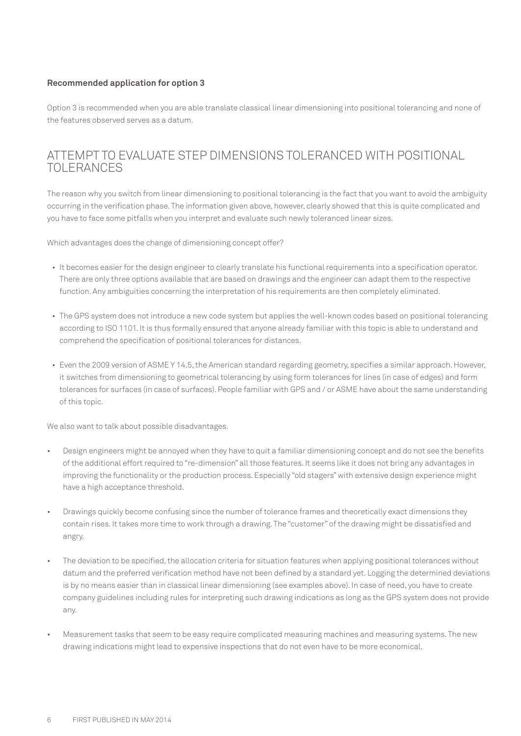**Recommended application for option 3**

Option 3 is recommended when you are able translate classical linear dimensioning into positional tolerancing and none of the features observed serves as a datum.

## ATTEMPT TO EVALUATE STEP DIMENSIONS TOLERANCED WITH POSITIONAL TOLERANCES

The reason why you switch from linear dimensioning to positional tolerancing is the fact that you want to avoid the ambiguity occurring in the verification phase. The information given above, however, clearly showed that this is quite complicated and you have to face some pitfalls when you interpret and evaluate such newly toleranced linear sizes.

Which advantages does the change of dimensioning concept offer?

- It becomes easier for the design engineer to clearly translate his functional requirements into a specification operator. There are only three options available that are based on drawings and the engineer can adapt them to the respective function. Any ambiguities concerning the interpretation of his requirements are then completely eliminated.
- The GPS system does not introduce a new code system but applies the well-known codes based on positional tolerancing according to ISO 1101. It is thus formally ensured that anyone already familiar with this topic is able to understand and comprehend the specification of positional tolerances for distances.
- Even the 2009 version of ASME Y 14.5, the American standard regarding geometry, specifies a similar approach. However, it switches from dimensioning to geometrical tolerancing by using form tolerances for lines (in case of edges) and form tolerances for surfaces (in case of surfaces). People familiar with GPS and / or ASME have about the same understanding of this topic.

We also want to talk about possible disadvantages.

- Design engineers might be annoyed when they have to quit a familiar dimensioning concept and do not see the benefits of the additional effort required to "re-dimension" all those features. It seems like it does not bring any advantages in improving the functionality or the production process. Especially "old stagers" with extensive design experience might have a high acceptance threshold.
- Drawings quickly become confusing since the number of tolerance frames and theoretically exact dimensions they contain rises. It takes more time to work through a drawing. The "customer" of the drawing might be dissatisfied and angry.
- The deviation to be specified, the allocation criteria for situation features when applying positional tolerances without datum and the preferred verification method have not been defined by a standard yet. Logging the determined deviations is by no means easier than in classical linear dimensioning (see examples above). In case of need, you have to create company guidelines including rules for interpreting such drawing indications as long as the GPS system does not provide any.
- Measurement tasks that seem to be easy require complicated measuring machines and measuring systems. The new drawing indications might lead to expensive inspections that do not even have to be more economical.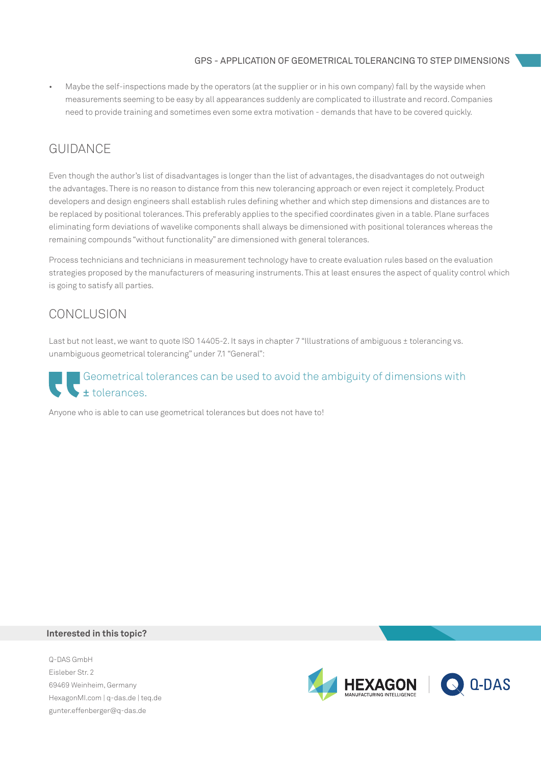- Maybe the self-inspections made by the operators (at the supplier or in his own company) fall by the wayside when measurements seeming to be easy by all appearances suddenly are complicated to illustrate and record. Companies need to provide training and sometimes even some extra motivation - demands that have to be covered quickly.

## GUIDANCE

Even though the author's list of disadvantages is longer than the list of advantages, the disadvantages do not outweigh the advantages. There is no reason to distance from this new tolerancing approach or even reject it completely. Product developers and design engineers shall establish rules defining whether and which step dimensions and distances are to be replaced by positional tolerances. This preferably applies to the specified coordinates given in a table. Plane surfaces eliminating form deviations of wavelike components shall always be dimensioned with positional tolerances whereas the remaining compounds "without functionality" are dimensioned with general tolerances.

Process technicians and technicians in measurement technology have to create evaluation rules based on the evaluation strategies proposed by the manufacturers of measuring instruments. This at least ensures the aspect of quality control which is going to satisfy all parties.

## CONCLUSION

Last but not least, we want to quote ISO 14405-2. It says in chapter 7 "Illustrations of ambiguous ± tolerancing vs. unambiguous geometrical tolerancing" under 7.1 "General":

> Geometrical tolerances can be used to avoid the ambiguity of dimensions with ± tolerances.

Anyone who is able to can use geometrical tolerances but does not have to!

**Interested in this topic?**

Q-DAS GmbH
Eisleber Str. 2
69469 Weinheim, Germany
HexagonMI.com | q-das.de | teq.de
gunter.effenberger@q-das.de

HEXAGON MANUFACTURING INTELLIGENCE | Q-DAS